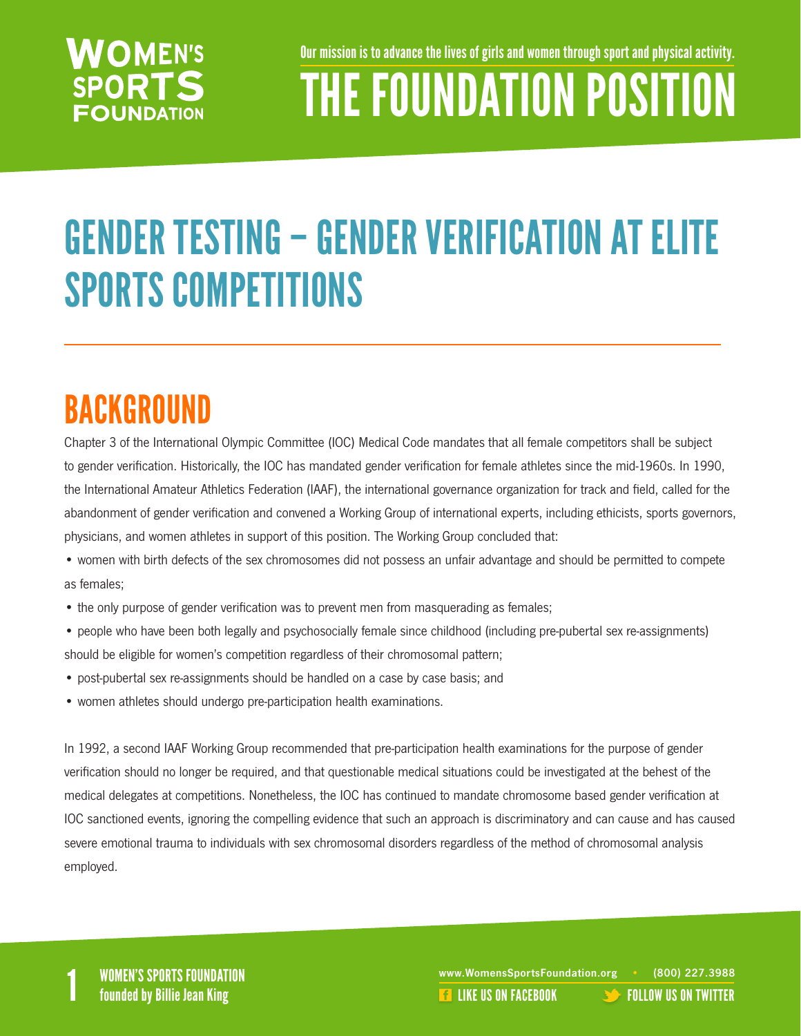Our mission is to advance the lives of girls and women through sport and physical activity.

# THE FOUNDATION POSITION

# GENDER TESTING – GENDER VERIFICATION AT ELITE SPORTS COMPETITIONS

## BACKGROUND

Chapter 3 of the International Olympic Committee (IOC) Medical Code mandates that all female competitors shall be subject to gender verification. Historically, the IOC has mandated gender verification for female athletes since the mid-1960s. In 1990, the International Amateur Athletics Federation (IAAF), the international governance organization for track and field, called for the abandonment of gender verification and convened a Working Group of international experts, including ethicists, sports governors, physicians, and women athletes in support of this position. The Working Group concluded that:

- women with birth defects of the sex chromosomes did not possess an unfair advantage and should be permitted to compete as females;
- the only purpose of gender verification was to prevent men from masquerading as females;
- people who have been both legally and psychosocially female since childhood (including pre-pubertal sex re-assignments) should be eligible for women's competition regardless of their chromosomal pattern;
- post-pubertal sex re-assignments should be handled on a case by case basis; and
- women athletes should undergo pre-participation health examinations.

In 1992, a second IAAF Working Group recommended that pre-participation health examinations for the purpose of gender verification should no longer be required, and that questionable medical situations could be investigated at the behest of the medical delegates at competitions. Nonetheless, the IOC has continued to mandate chromosome based gender verification at IOC sanctioned events, ignoring the compelling evidence that such an approach is discriminatory and can cause and has caused severe emotional trauma to individuals with sex chromosomal disorders regardless of the method of chromosomal analysis employed.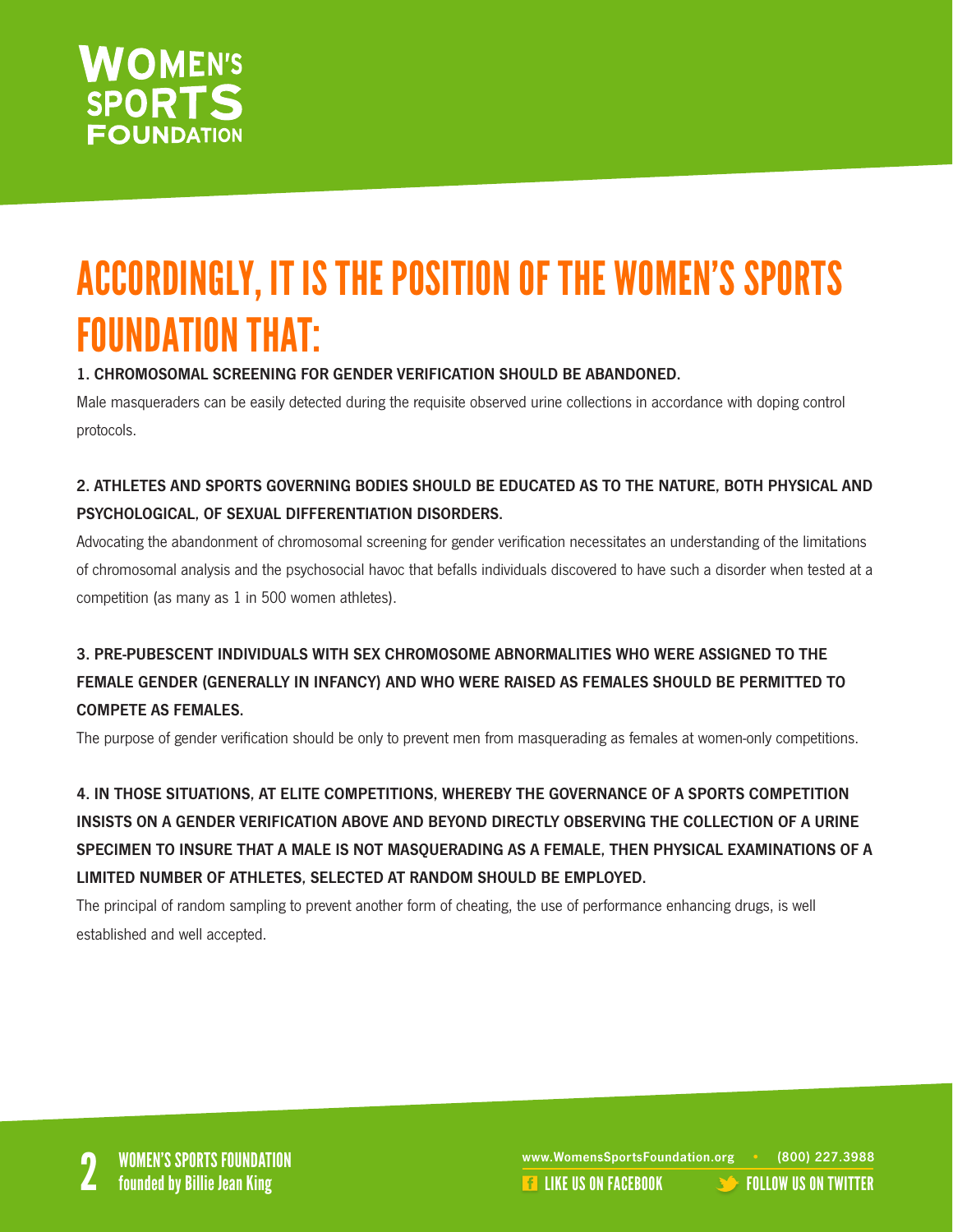# ACCORDINGLY, IT IS THE POSITION OF THE WOMEN'S SPORTS FOUNDATION THAT:

**1. CHROMOSOMAL SCREENING FOR GENDER VERIFICATION SHOULD BE ABANDONED.**

Male masqueraders can be easily detected during the requisite observed urine collections in accordance with doping control protocols.

**2. ATHLETES AND SPORTS GOVERNING BODIES SHOULD BE EDUCATED AS TO THE NATURE, BOTH PHYSICAL AND PSYCHOLOGICAL, OF SEXUAL DIFFERENTIATION DISORDERS.**

Advocating the abandonment of chromosomal screening for gender verification necessitates an understanding of the limitations of chromosomal analysis and the psychosocial havoc that befalls individuals discovered to have such a disorder when tested at a competition (as many as 1 in 500 women athletes).

**3. PRE-PUBESCENT INDIVIDUALS WITH SEX CHROMOSOME ABNORMALITIES WHO WERE ASSIGNED TO THE FEMALE GENDER (GENERALLY IN INFANCY) AND WHO WERE RAISED AS FEMALES SHOULD BE PERMITTED TO COMPETE AS FEMALES.**

The purpose of gender verification should be only to prevent men from masquerading as females at women-only competitions.

**4. IN THOSE SITUATIONS, AT ELITE COMPETITIONS, WHEREBY THE GOVERNANCE OF A SPORTS COMPETITION INSISTS ON A GENDER VERIFICATION ABOVE AND BEYOND DIRECTLY OBSERVING THE COLLECTION OF A URINE SPECIMEN TO INSURE THAT A MALE IS NOT MASQUERADING AS A FEMALE, THEN PHYSICAL EXAMINATIONS OF A LIMITED NUMBER OF ATHLETES, SELECTED AT RANDOM SHOULD BE EMPLOYED.**

The principal of random sampling to prevent another form of cheating, the use of performance enhancing drugs, is well established and well accepted.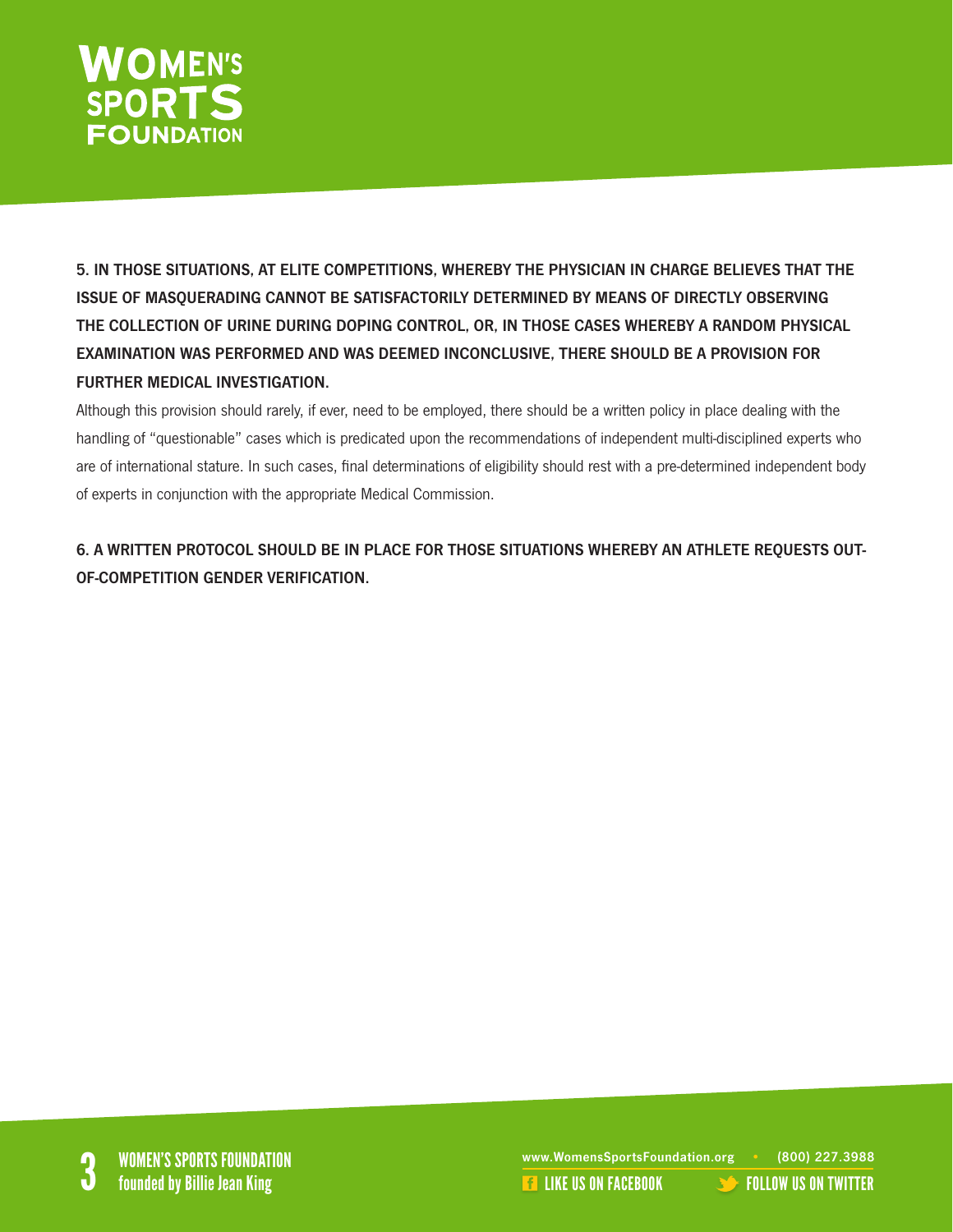**5. IN THOSE SITUATIONS, AT ELITE COMPETITIONS, WHEREBY THE PHYSICIAN IN CHARGE BELIEVES THAT THE ISSUE OF MASQUERADING CANNOT BE SATISFACTORILY DETERMINED BY MEANS OF DIRECTLY OBSERVING THE COLLECTION OF URINE DURING DOPING CONTROL, OR, IN THOSE CASES WHEREBY A RANDOM PHYSICAL EXAMINATION WAS PERFORMED AND WAS DEEMED INCONCLUSIVE, THERE SHOULD BE A PROVISION FOR FURTHER MEDICAL INVESTIGATION.**

Although this provision should rarely, if ever, need to be employed, there should be a written policy in place dealing with the handling of "questionable" cases which is predicated upon the recommendations of independent multi-disciplined experts who are of international stature. In such cases, final determinations of eligibility should rest with a pre-determined independent body of experts in conjunction with the appropriate Medical Commission.

**6. A WRITTEN PROTOCOL SHOULD BE IN PLACE FOR THOSE SITUATIONS WHEREBY AN ATHLETE REQUESTS OUT-OF-COMPETITION GENDER VERIFICATION.**